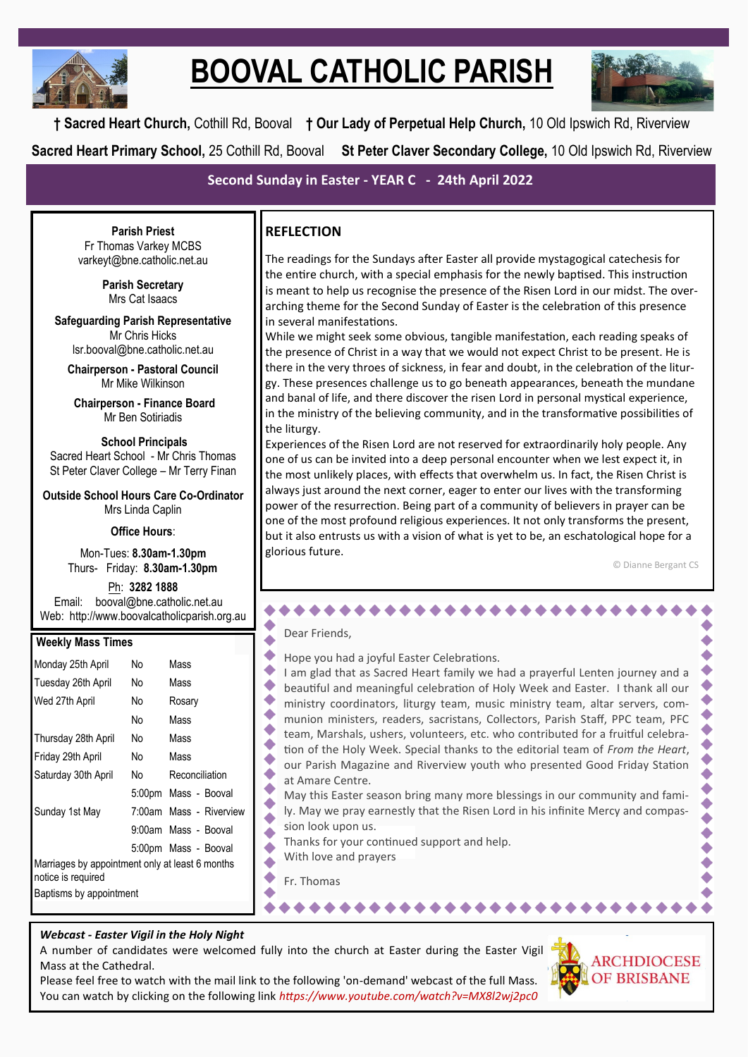# BOOVAL CATHOLIC PARISH

**† Sacred Heart Church,** Cothill Rd, Booval **† Our Lady of Perpetual Help Church,** 10 Old Ipswich Rd, Riverview

**Sacred Heart Primary School,** 25 Cothill Rd, Booval **St Peter Claver Secondary College,** 10 Old Ipswich Rd, Riverview

**Second Sunday in Easter - YEAR C - 24th April 2022**

**Parish Priest**
Fr Thomas Varkey MCBS
varkeyt@bne.catholic.net.au

**Parish Secretary**
Mrs Cat Isaacs

**Safeguarding Parish Representative**
Mr Chris Hicks
lsr.booval@bne.catholic.net.au

**Chairperson - Pastoral Council**
Mr Mike Wilkinson

**Chairperson - Finance Board**
Mr Ben Sotiriadis

**School Principals**
Sacred Heart School - Mr Chris Thomas
St Peter Claver College – Mr Terry Finan

**Outside School Hours Care Co-Ordinator**
Mrs Linda Caplin

**Office Hours**:

Mon-Tues: **8.30am-1.30pm**
Thurs- Friday: **8.30am-1.30pm**

Ph: **3282 1888**
Email: booval@bne.catholic.net.au
Web: http://www.boovalcatholicparish.org.au

**Weekly Mass Times**

| | | |
|---|---|---|
| Monday 25th April | No | Mass |
| Tuesday 26th April | No | Mass |
| Wed 27th April | No | Rosary |
| | No | Mass |
| Thursday 28th April | No | Mass |
| Friday 29th April | No | Mass |
| Saturday 30th April | No | Reconciliation |
| | 5:00pm | Mass - Booval |
| Sunday 1st May | 7:00am | Mass - Riverview |
| | 9:00am | Mass - Booval |
| | 5:00pm | Mass - Booval |

Marriages by appointment only at least 6 months notice is required

Baptisms by appointment

## REFLECTION

The readings for the Sundays after Easter all provide mystagogical catechesis for the entire church, with a special emphasis for the newly baptised. This instruction is meant to help us recognise the presence of the Risen Lord in our midst. The over-arching theme for the Second Sunday of Easter is the celebration of this presence in several manifestations.

While we might seek some obvious, tangible manifestation, each reading speaks of the presence of Christ in a way that we would not expect Christ to be present. He is there in the very throes of sickness, in fear and doubt, in the celebration of the liturgy. These presences challenge us to go beneath appearances, beneath the mundane and banal of life, and there discover the risen Lord in personal mystical experience, in the ministry of the believing community, and in the transformative possibilities of the liturgy.

Experiences of the Risen Lord are not reserved for extraordinarily holy people. Any one of us can be invited into a deep personal encounter when we lest expect it, in the most unlikely places, with effects that overwhelm us. In fact, the Risen Christ is always just around the next corner, eager to enter our lives with the transforming power of the resurrection. Being part of a community of believers in prayer can be one of the most profound religious experiences. It not only transforms the present, but it also entrusts us with a vision of what is yet to be, an eschatological hope for a glorious future.

© Dianne Bergant CS

Dear Friends,

Hope you had a joyful Easter Celebrations.

I am glad that as Sacred Heart family we had a prayerful Lenten journey and a beautiful and meaningful celebration of Holy Week and Easter. I thank all our ministry coordinators, liturgy team, music ministry team, altar servers, communion ministers, readers, sacristans, Collectors, Parish Staff, PPC team, PFC team, Marshals, ushers, volunteers, etc. who contributed for a fruitful celebration of the Holy Week. Special thanks to the editorial team of *From the Heart*, our Parish Magazine and Riverview youth who presented Good Friday Station at Amare Centre.

May this Easter season bring many more blessings in our community and family. May we pray earnestly that the Risen Lord in his infinite Mercy and compassion look upon us.

Thanks for your continued support and help.

With love and prayers

Fr. Thomas

***Webcast - Easter Vigil in the Holy Night***

A number of candidates were welcomed fully into the church at Easter during the Easter Vigil Mass at the Cathedral.

Please feel free to watch with the mail link to the following 'on-demand' webcast of the full Mass.

You can watch by clicking on the following link *https://www.youtube.com/watch?v=MX8l2wj2pc0*

ARCHDIOCESE OF BRISBANE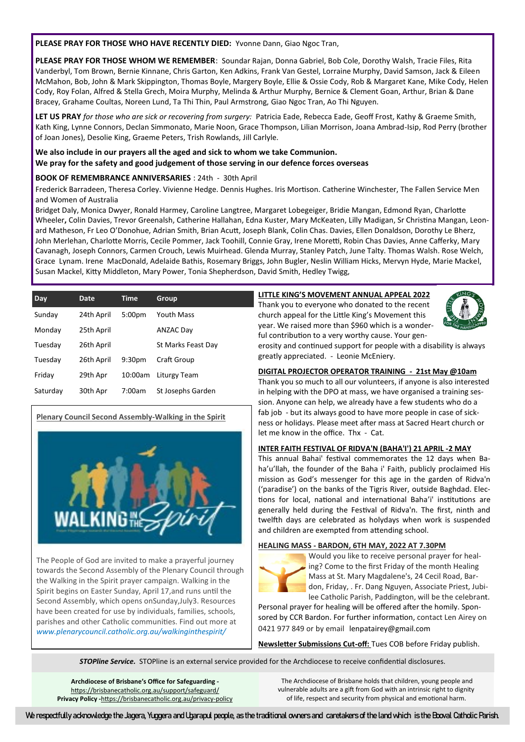**PLEASE PRAY FOR THOSE WHO HAVE RECENTLY DIED:** Yvonne Dann, Giao Ngoc Tran,

**PLEASE PRAY FOR THOSE WHOM WE REMEMBER**: Soundar Rajan, Donna Gabriel, Bob Cole, Dorothy Walsh, Tracie Files, Rita Vanderbyl, Tom Brown, Bernie Kinnane, Chris Garton, Ken Adkins, Frank Van Gestel, Lorraine Murphy, David Samson, Jack & Eileen McMahon, Bob, John & Mark Skippington, Thomas Boyle, Margery Boyle, Ellie & Ossie Cody, Rob & Margaret Kane, Mike Cody, Helen Cody, Roy Folan, Alfred & Stella Grech, Moira Murphy, Melinda & Arthur Murphy, Bernice & Clement Goan, Arthur, Brian & Dane Bracey, Grahame Coultas, Noreen Lund, Ta Thi Thin, Paul Armstrong, Giao Ngoc Tran, Ao Thi Nguyen.

**LET US PRAY** *for those who are sick or recovering from surgery:* Patricia Eade, Rebecca Eade, Geoff Frost, Kathy & Graeme Smith, Kath King, Lynne Connors, Declan Simmonato, Marie Noon, Grace Thompson, Lilian Morrison, Joana Ambrad-Isip, Rod Perry (brother of Joan Jones), Desolie King, Graeme Peters, Trish Rowlands, Jill Carlyle.

**We also include in our prayers all the aged and sick to whom we take Communion.**
**We pray for the safety and good judgement of those serving in our defence forces overseas**

**BOOK OF REMEMBRANCE ANNIVERSARIES** : 24th - 30th April

Frederick Barradeen, Theresa Corley. Vivienne Hedge. Dennis Hughes. Iris Mortison. Catherine Winchester, The Fallen Service Men and Women of Australia

Bridget Daly, Monica Dwyer, Ronald Harmey, Caroline Langtree, Margaret Lobegeiger, Bridie Mangan, Edmond Ryan, Charlotte Wheeler**,** Colin Davies, Trevor Greenalsh, Catherine Hallahan, Edna Kuster, Mary McKeaten, Lilly Madigan, Sr Christina Mangan, Leonard Matheson, Fr Leo O'Donohue, Adrian Smith, Brian Acutt, Joseph Blank, Colin Chas. Davies, Ellen Donaldson, Dorothy Le Bherz, John Merlehan, Charlotte Morris, Cecile Pommer, Jack Toohill, Connie Gray, Irene Moretti, Robin Chas Davies, Anne Cafferky, Mary Cavanagh, Joseph Connors, Carmen Crouch, Lewis Muirhead. Glenda Murray, Stanley Patch, June Talty. Thomas Walsh. Rose Welch, Grace Lynam. Irene MacDonald, Adelaide Bathis, Rosemary Briggs, John Bugler, Neslin William Hicks, Mervyn Hyde, Marie Mackel, Susan Mackel, Kitty Middleton, Mary Power, Tonia Shepherdson, David Smith, Hedley Twigg,

| Day | Date | Time | Group |
|---|---|---|---|
| Sunday | 24th April | 5:00pm | Youth Mass |
| Monday | 25th April | | ANZAC Day |
| Tuesday | 26th April | | St Marks Feast Day |
| Tuesday | 26th April | 9:30pm | Craft Group |
| Friday | 29th Apr | 10:00am | Liturgy Team |
| Saturday | 30th Apr | 7:00am | St Josephs Garden |

**Plenary Council Second Assembly-Walking in the Spirit**

The People of God are invited to make a prayerful journey towards the Second Assembly of the Plenary Council through the Walking in the Spirit prayer campaign. Walking in the Spirit begins on Easter Sunday, April 17,and runs until the Second Assembly, which opens onSunday,July3. Resources have been created for use by individuals, families, schools, parishes and other Catholic communities. Find out more at *www.plenarycouncil.catholic.org.au/walkinginthespirit/*

**LITTLE KING'S MOVEMENT ANNUAL APPEAL 2022**

Thank you to everyone who donated to the recent church appeal for the Little King's Movement this year. We raised more than $960 which is a wonderful contribution to a very worthy cause. Your generosity and continued support for people with a disability is always greatly appreciated. - Leonie McEniery.

**DIGITAL PROJECTOR OPERATOR TRAINING - 21st May @10am**

Thank you so much to all our volunteers, if anyone is also interested in helping with the DPO at mass, we have organised a training session. Anyone can help, we already have a few students who do a fab job - but its always good to have more people in case of sickness or holidays. Please meet after mass at Sacred Heart church or let me know in the office. Thx - Cat.

**INTER FAITH FESTIVAL OF RIDVA'N (BAHA'I') 21 APRIL -2 MAY**

This annual Bahai' festival commemorates the 12 days when Baha'u'llah, the founder of the Baha i' Faith, publicly proclaimed His mission as God's messenger for this age in the garden of Ridva'n ('paradise') on the banks of the Tigris River, outside Baghdad. Elections for local, national and international Baha'i' institutions are generally held during the Festival of Ridva'n. The first, ninth and twelfth days are celebrated as holydays when work is suspended and children are exempted from attending school.

**HEALING MASS - BARDON, 6TH MAY, 2022 AT 7.30PM**

Would you like to receive personal prayer for healing? Come to the first Friday of the month Healing Mass at St. Mary Magdalene's, 24 Cecil Road, Bardon, Friday, . Fr. Dang Nguyen, Associate Priest, Jubilee Catholic Parish, Paddington, will be the celebrant. Personal prayer for healing will be offered after the homily. Sponsored by CCR Bardon. For further information, contact Len Airey on 0421 977 849 or by email lenpatairey@gmail.com

**Newsletter Submissions Cut-off:** Tues COB before Friday publish.

***STOPline Service.*** STOPline is an external service provided for the Archdiocese to receive confidential disclosures.

**Archdiocese of Brisbane's Office for Safeguarding -** https://brisbanecatholic.org.au/support/safeguard/
**Privacy Policy -**https://brisbanecatholic.org.au/privacy-policy

The Archdiocese of Brisbane holds that children, young people and vulnerable adults are a gift from God with an intrinsic right to dignity of life, respect and security from physical and emotional harm.

We respectfully acknowledge the Jagera, Yuggera and Ugarapul people, as the traditional owners and caretakers of the land which is the Booval Catholic Parish.